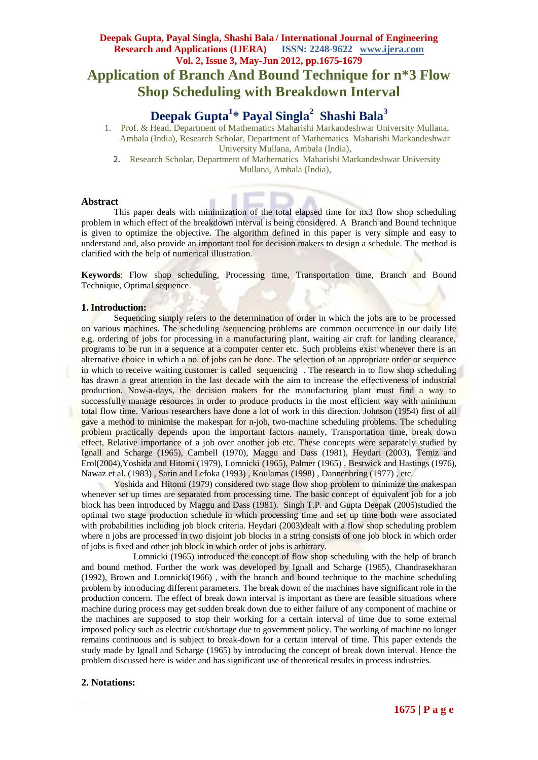# Application of Branch And Bound Technique for n*3 Flow Shop Scheduling with Breakdown Interval

## Deepak Gupta[1]* Payal Singla[2] Shashi Bala[3]

1. Prof. & Head, Department of Mathematics Maharishi Markandeshwar University Mullana, Ambala (India), Research Scholar, Department of Mathematics Maharishi Markandeshwar University Mullana, Ambala (India),
2. Research Scholar, Department of Mathematics Maharishi Markandeshwar University Mullana, Ambala (India),

### Abstract

This paper deals with minimization of the total elapsed time for nx3 flow shop scheduling problem in which effect of the breakdown interval is being considered. A Branch and Bound technique is given to optimize the objective. The algorithm defined in this paper is very simple and easy to understand and, also provide an important tool for decision makers to design a schedule. The method is clarified with the help of numerical illustration.

**Keywords**: Flow shop scheduling, Processing time, Transportation time, Branch and Bound Technique, Optimal sequence.

### 1. Introduction:

Sequencing simply refers to the determination of order in which the jobs are to be processed on various machines. The scheduling /sequencing problems are common occurrence in our daily life e.g. ordering of jobs for processing in a manufacturing plant, waiting air craft for landing clearance, programs to be run in a sequence at a computer center etc. Such problems exist whenever there is an alternative choice in which a no. of jobs can be done. The selection of an appropriate order or sequence in which to receive waiting customer is called sequencing . The research in to flow shop scheduling has drawn a great attention in the last decade with the aim to increase the effectiveness of industrial production. Now-a-days, the decision makers for the manufacturing plant must find a way to successfully manage resources in order to produce products in the most efficient way with minimum total flow time. Various researchers have done a lot of work in this direction. Johnson (1954) first of all gave a method to minimise the makespan for n-job, two-machine scheduling problems. The scheduling problem practically depends upon the important factors namely, Transportation time, break down effect, Relative importance of a job over another job etc. These concepts were separately studied by Ignall and Scharge (1965), Cambell (1970), Maggu and Dass (1981), Heydari (2003), Temiz and Erol(2004),Yoshida and Hitomi (1979), Lomnicki (1965), Palmer (1965) , Bestwick and Hastings (1976), Nawaz et al. (1983) , Sarin and Lefoka (1993) , Koulamas (1998) , Dannenbring (1977) , etc.

Yoshida and Hitomi (1979) considered two stage flow shop problem to minimize the makespan whenever set up times are separated from processing time. The basic concept of equivalent job for a job block has been introduced by Maggu and Dass (1981). Singh T.P. and Gupta Deepak (2005)studied the optimal two stage production schedule in which processing time and set up time both were associated with probabilities including job block criteria. Heydari (2003)dealt with a flow shop scheduling problem where n jobs are processed in two disjoint job blocks in a string consists of one job block in which order of jobs is fixed and other job block in which order of jobs is arbitrary.

Lomnicki (1965) introduced the concept of flow shop scheduling with the help of branch and bound method. Further the work was developed by Ignall and Scharge (1965), Chandrasekharan (1992), Brown and Lomnicki(1966) , with the branch and bound technique to the machine scheduling problem by introducing different parameters. The break down of the machines have significant role in the production concern. The effect of break down interval is important as there are feasible situations where machine during process may get sudden break down due to either failure of any component of machine or the machines are supposed to stop their working for a certain interval of time due to some external imposed policy such as electric cut/shortage due to government policy. The working of machine no longer remains continuous and is subject to break-down for a certain interval of time. This paper extends the study made by Ignall and Scharge (1965) by introducing the concept of break down interval. Hence the problem discussed here is wider and has significant use of theoretical results in process industries.

### 2. Notations: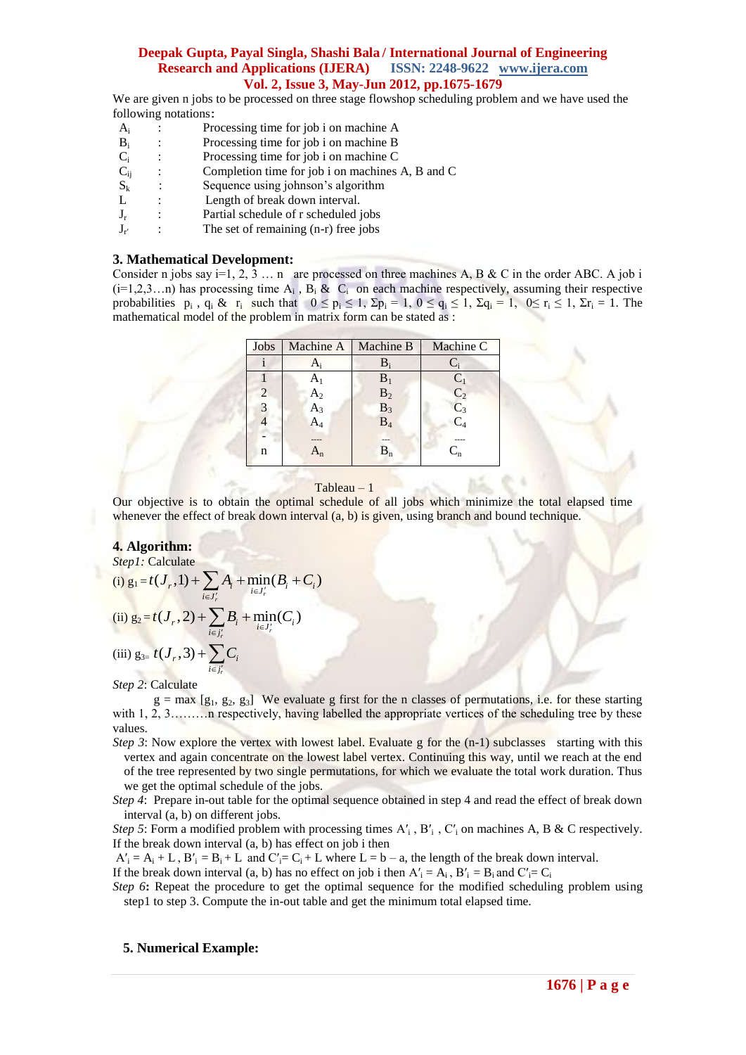We are given n jobs to be processed on three stage flowshop scheduling problem and we have used the following notations:

| | | |
|---|---|---|
| $A_i$ | : | Processing time for job i on machine A |
| $B_i$ | : | Processing time for job i on machine B |
| $C_i$ | : | Processing time for job i on machine C |
| $C_{ij}$ | : | Completion time for job i on machines A, B and C |
| $S_k$ | : | Sequence using johnson's algorithm |
| L | : | Length of break down interval. |
| $J_r$ | : | Partial schedule of r scheduled jobs |
| $J_{r'}$ | : | The set of remaining (n-r) free jobs |

### 3. Mathematical Development:

Consider n jobs say i=1, 2, 3 … n are processed on three machines A, B & C in the order ABC. A job i (i=1,2,3…n) has processing time $A_i$ , $B_i$ & $C_i$ on each machine respectively, assuming their respective probabilities $p_i$ , $q_i$ & $r_i$ such that $0 \le p_i \le 1$, $\Sigma p_i = 1$, $0 \le q_i \le 1$, $\Sigma q_i = 1$, $0 \le r_i \le 1$, $\Sigma r_i = 1$. The mathematical model of the problem in matrix form can be stated as :

| Jobs | Machine A | Machine B | Machine C |
|---|---|---|---|
| i | $A_i$ | $B_i$ | $C_i$ |
| 1 | $A_1$ | $B_1$ | $C_1$ |
| 2 | $A_2$ | $B_2$ | $C_2$ |
| 3 | $A_3$ | $B_3$ | $C_3$ |
| 4 | $A_4$ | $B_4$ | $C_4$ |
| - | ---- | --- | ---- |
| n | $A_n$ | $B_n$ | $C_n$ |

Tableau – 1

Our objective is to obtain the optimal schedule of all jobs which minimize the total elapsed time whenever the effect of break down interval (a, b) is given, using branch and bound technique.

### 4. Algorithm:

*Step1:* Calculate

(i) $g_1 = t(J_r, 1) + \sum_{i \in J'_r} A_i + \min_{i \in J'_r}(B_i + C_i)$

(ii) $g_2 = t(J_r, 2) + \sum_{i \in J'_r} B_i + \min_{i \in J'_r}(C_i)$

(iii) $g_3 = t(J_r, 3) + \sum_{i \in J'_r} C_i$

*Step 2*: Calculate

g = max [$g_1$, $g_2$, $g_3$] We evaluate g first for the n classes of permutations, i.e. for these starting with 1, 2, 3………n respectively, having labelled the appropriate vertices of the scheduling tree by these values.

*Step 3*: Now explore the vertex with lowest label. Evaluate g for the (n-1) subclasses starting with this vertex and again concentrate on the lowest label vertex. Continuing this way, until we reach at the end of the tree represented by two single permutations, for which we evaluate the total work duration. Thus we get the optimal schedule of the jobs.

*Step 4*: Prepare in-out table for the optimal sequence obtained in step 4 and read the effect of break down interval (a, b) on different jobs.

*Step 5*: Form a modified problem with processing times $A'_i$ , $B'_i$ , $C'_i$ on machines A, B & C respectively. If the break down interval (a, b) has effect on job i then

$A'_i = A_i + L$ , $B'_i = B_i + L$ and $C'_i = C_i + L$ where L = b – a, the length of the break down interval.

If the break down interval (a, b) has no effect on job i then $A'_i = A_i$ , $B'_i = B_i$ and $C'_i = C_i$

*Step 6*: Repeat the procedure to get the optimal sequence for the modified scheduling problem using step1 to step 3. Compute the in-out table and get the minimum total elapsed time.

### 5. Numerical Example: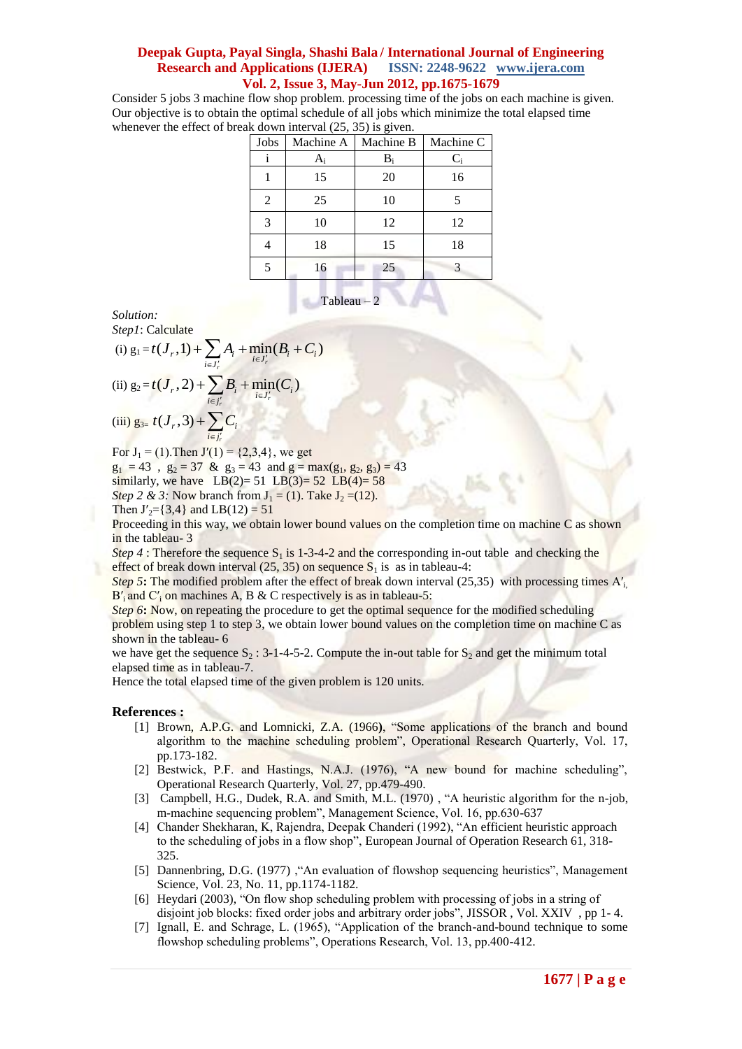Consider 5 jobs 3 machine flow shop problem. processing time of the jobs on each machine is given. Our objective is to obtain the optimal schedule of all jobs which minimize the total elapsed time whenever the effect of break down interval (25, 35) is given.

| Jobs | Machine A | Machine B | Machine C |
|---|---|---|---|
| i | $A_i$ | $B_i$ | $C_i$ |
| 1 | 15 | 20 | 16 |
| 2 | 25 | 10 | 5 |
| 3 | 10 | 12 | 12 |
| 4 | 18 | 15 | 18 |
| 5 | 16 | 25 | 3 |

Tableau – 2

*Solution:*

*Step1*: Calculate

(i) $g_1 = t(J_r,1) + \sum_{i \in J'_r} A_i + \min_{i \in J'_r}(B_i + C_i)$

(ii) $g_2 = t(J_r,2) + \sum_{i \in J'_r} B_i + \min_{i \in J'_r}(C_i)$

(iii) $g_3 = t(J_r,3) + \sum_{i \in J'_r} C_i$

For $J_1 = (1)$.Then $J'(1) = \{2,3,4\}$, we get

$g_1 = 43$ , $g_2 = 37$ & $g_3 = 43$ and $g = \max(g_1, g_2, g_3) = 43$

similarly, we have LB(2)= 51 LB(3)= 52 LB(4)= 58

*Step 2 & 3:* Now branch from $J_1 = (1)$. Take $J_2 = (12)$.

Then $J'_2 = \{3,4\}$ and LB(12) = 51

Proceeding in this way, we obtain lower bound values on the completion time on machine C as shown in the tableau- 3

*Step 4* : Therefore the sequence $S_1$ is 1-3-4-2 and the corresponding in-out table and checking the effect of break down interval (25, 35) on sequence $S_1$ is as in tableau-4:

*Step 5***:** The modified problem after the effect of break down interval (25,35) with processing times $A'_i$, $B'_i$ and $C'_i$ on machines A, B & C respectively is as in tableau-5:

*Step 6***:** Now, on repeating the procedure to get the optimal sequence for the modified scheduling problem using step 1 to step 3, we obtain lower bound values on the completion time on machine C as shown in the tableau- 6

we have get the sequence $S_2$ : 3-1-4-5-2. Compute the in-out table for $S_2$ and get the minimum total elapsed time as in tableau-7.

Hence the total elapsed time of the given problem is 120 units.

## References :

[1] Brown, A.P.G. and Lomnicki, Z.A. (1966), "Some applications of the branch and bound algorithm to the machine scheduling problem", Operational Research Quarterly, Vol. 17, pp.173-182.

[2] Bestwick, P.F. and Hastings, N.A.J. (1976), "A new bound for machine scheduling", Operational Research Quarterly, Vol. 27, pp.479-490.

[3] Campbell, H.G., Dudek, R.A. and Smith, M.L. (1970) , "A heuristic algorithm for the n-job, m-machine sequencing problem", Management Science, Vol. 16, pp.630-637

[4] Chander Shekharan, K, Rajendra, Deepak Chanderi (1992), "An efficient heuristic approach to the scheduling of jobs in a flow shop", European Journal of Operation Research 61, 318-325.

[5] Dannenbring, D.G. (1977) ,"An evaluation of flowshop sequencing heuristics", Management Science, Vol. 23, No. 11, pp.1174-1182.

[6] Heydari (2003), "On flow shop scheduling problem with processing of jobs in a string of disjoint job blocks: fixed order jobs and arbitrary order jobs", JISSOR , Vol. XXIV , pp 1- 4.

[7] Ignall, E. and Schrage, L. (1965), "Application of the branch-and-bound technique to some flowshop scheduling problems", Operations Research, Vol. 13, pp.400-412.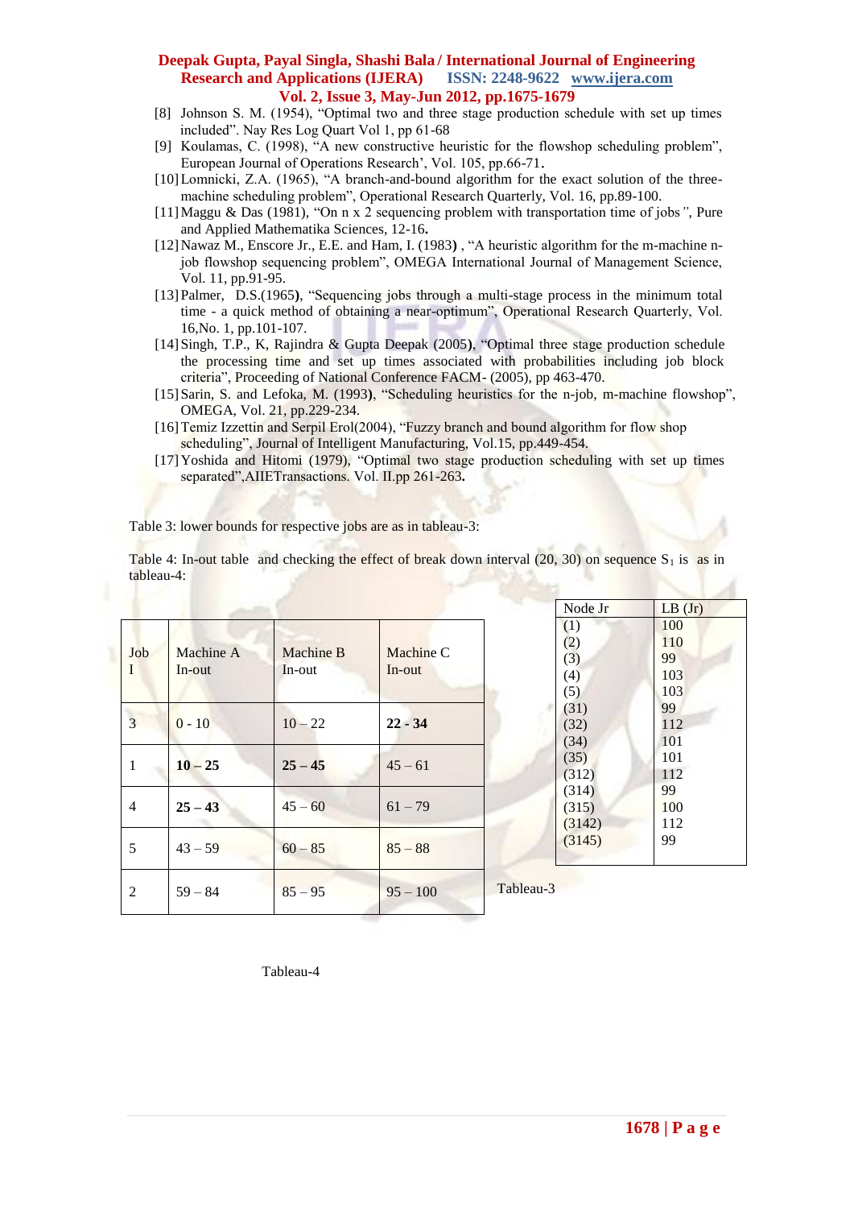[8] Johnson S. M. (1954), "Optimal two and three stage production schedule with set up times included". Nay Res Log Quart Vol 1, pp 61-68

[9] Koulamas, C. (1998), "A new constructive heuristic for the flowshop scheduling problem", European Journal of Operations Research', Vol. 105, pp.66-71.

[10] Lomnicki, Z.A. (1965), "A branch-and-bound algorithm for the exact solution of the three-machine scheduling problem", Operational Research Quarterly, Vol. 16, pp.89-100.

[11] Maggu & Das (1981), "On n x 2 sequencing problem with transportation time of jobs", Pure and Applied Mathematika Sciences, 12-16.

[12] Nawaz M., Enscore Jr., E.E. and Ham, I. (1983), "A heuristic algorithm for the m-machine n-job flowshop sequencing problem", OMEGA International Journal of Management Science, Vol. 11, pp.91-95.

[13] Palmer, D.S.(1965), "Sequencing jobs through a multi-stage process in the minimum total time - a quick method of obtaining a near-optimum", Operational Research Quarterly, Vol. 16,No. 1, pp.101-107.

[14] Singh, T.P., K, Rajindra & Gupta Deepak (2005), "Optimal three stage production schedule the processing time and set up times associated with probabilities including job block criteria", Proceeding of National Conference FACM- (2005), pp 463-470.

[15] Sarin, S. and Lefoka, M. (1993), "Scheduling heuristics for the n-job, m-machine flowshop", OMEGA, Vol. 21, pp.229-234.

[16] Temiz Izzettin and Serpil Erol(2004), "Fuzzy branch and bound algorithm for flow shop scheduling", Journal of Intelligent Manufacturing, Vol.15, pp.449-454.

[17] Yoshida and Hitomi (1979), "Optimal two stage production scheduling with set up times separated",AIIETransactions. Vol. II.pp 261-263.

Table 3: lower bounds for respective jobs are as in tableau-3:

Table 4: In-out table and checking the effect of break down interval (20, 30) on sequence $S_1$ is as in tableau-4:

| Job I | Machine A In-out | Machine B In-out | Machine C In-out |
|---|---|---|---|
| 3 | 0 - 10 | 10 – 22 | **22 - 34** |
| 1 | **10 – 25** | **25 – 45** | 45 – 61 |
| 4 | **25 – 43** | 45 – 60 | 61 – 79 |
| 5 | 43 – 59 | 60 – 85 | 85 – 88 |
| 2 | 59 – 84 | 85 – 95 | 95 – 100 |

Tableau-4

| Node Jr | LB (Jr) |
|---|---|
| (1) | 100 |
| (2) | 110 |
| (3) | 99 |
| (4) | 103 |
| (5) | 103 |
| (31) | 99 |
| (32) | 112 |
| (34) | 101 |
| (35) | 101 |
| (312) | 112 |
| (314) | 99 |
| (315) | 100 |
| (3142) | 112 |
| (3145) | 99 |

Tableau-3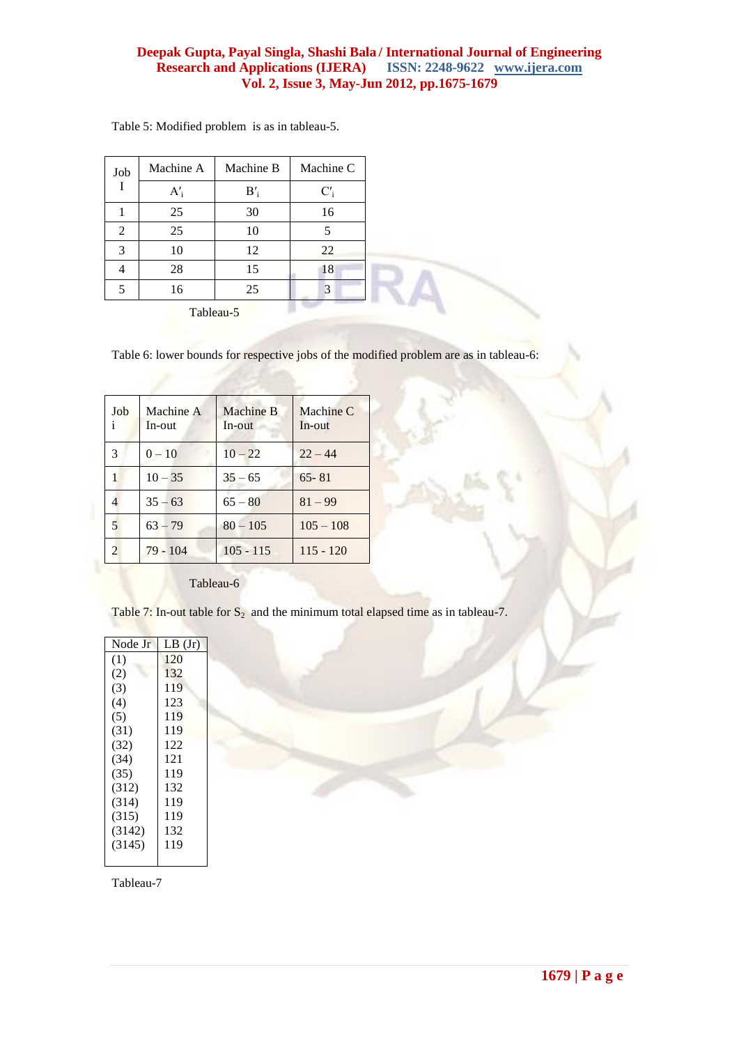Table 5: Modified problem is as in tableau-5.

| Job I | Machine A $A'_i$ | Machine B $B'_i$ | Machine C $C'_i$ |
|---|---|---|---|
| 1 | 25 | 30 | 16 |
| 2 | 25 | 10 | 5 |
| 3 | 10 | 12 | 22 |
| 4 | 28 | 15 | 18 |
| 5 | 16 | 25 | 3 |

Tableau-5

Table 6: lower bounds for respective jobs of the modified problem are as in tableau-6:

| Job i | Machine A In-out | Machine B In-out | Machine C In-out |
|---|---|---|---|
| 3 | 0 – 10 | 10 – 22 | 22 – 44 |
| 1 | 10 – 35 | 35 – 65 | 65- 81 |
| 4 | 35 – 63 | 65 – 80 | 81 – 99 |
| 5 | 63 – 79 | 80 – 105 | 105 – 108 |
| 2 | 79 - 104 | 105 - 115 | 115 - 120 |

Tableau-6

Table 7: In-out table for $S_2$ and the minimum total elapsed time as in tableau-7.

| Node Jr | LB (Jr) |
|---|---|
| (1) | 120 |
| (2) | 132 |
| (3) | 119 |
| (4) | 123 |
| (5) | 119 |
| (31) | 119 |
| (32) | 122 |
| (34) | 121 |
| (35) | 119 |
| (312) | 132 |
| (314) | 119 |
| (315) | 119 |
| (3142) | 132 |
| (3145) | 119 |

Tableau-7